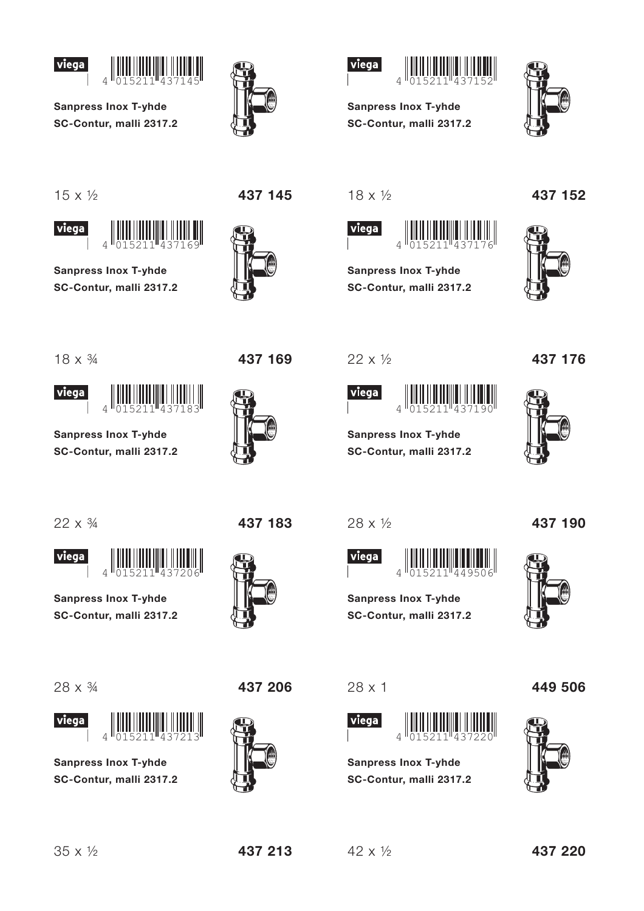viega

4 015211 437145

**Sanpress Inox T-yhde**
**SC-Contur, malli 2317.2**

15 x ½ **437 145**

viega

4 015211 437152

**Sanpress Inox T-yhde**
**SC-Contur, malli 2317.2**

18 x ½ **437 152**

viega

4 015211 437169

**Sanpress Inox T-yhde**
**SC-Contur, malli 2317.2**

18 x ¾ **437 169**

viega

4 015211 437176

**Sanpress Inox T-yhde**
**SC-Contur, malli 2317.2**

22 x ½ **437 176**

viega

4 015211 437183

**Sanpress Inox T-yhde**
**SC-Contur, malli 2317.2**

22 x ¾ **437 183**

viega

4 015211 437190

**Sanpress Inox T-yhde**
**SC-Contur, malli 2317.2**

28 x ½ **437 190**

viega

4 015211 437206

**Sanpress Inox T-yhde**
**SC-Contur, malli 2317.2**

28 x ¾ **437 206**

viega

4 015211 449506

**Sanpress Inox T-yhde**
**SC-Contur, malli 2317.2**

28 x 1 **449 506**

viega

4 015211 437213

**Sanpress Inox T-yhde**
**SC-Contur, malli 2317.2**

35 x ½ **437 213**

viega

4 015211 437220

**Sanpress Inox T-yhde**
**SC-Contur, malli 2317.2**

42 x ½ **437 220**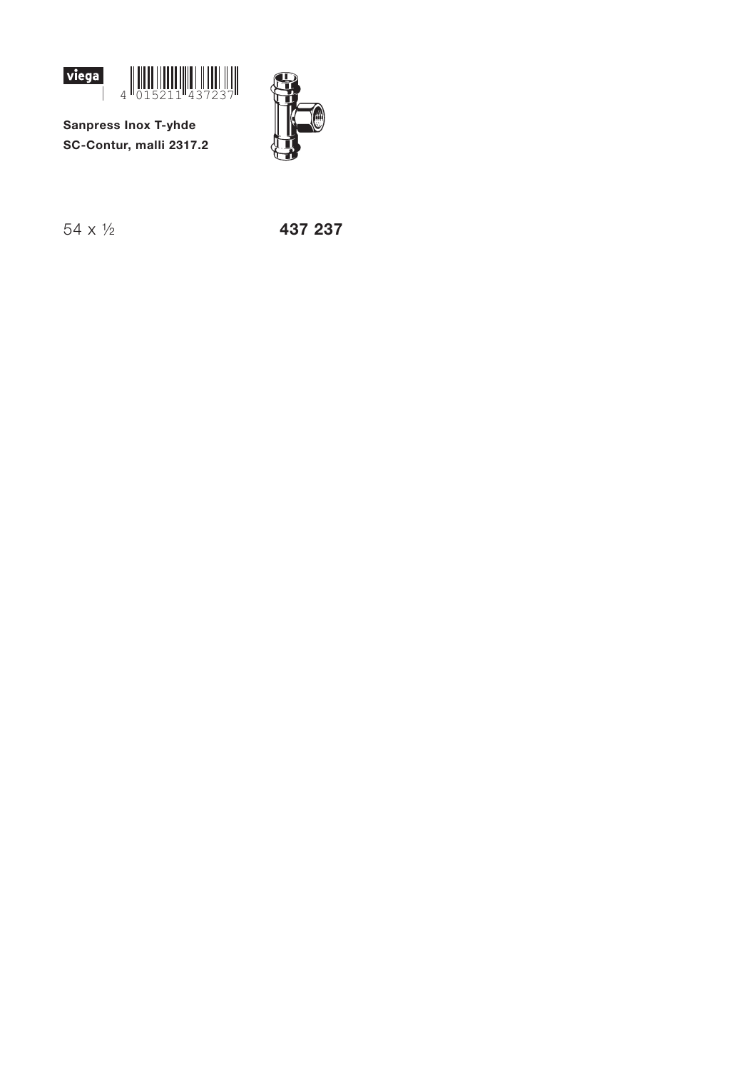viega

4 015211 437237

**Sanpress Inox T-yhde**
**SC-Contur, malli 2317.2**

| | |
|---|---|
| 54 x ½ | **437 237** |